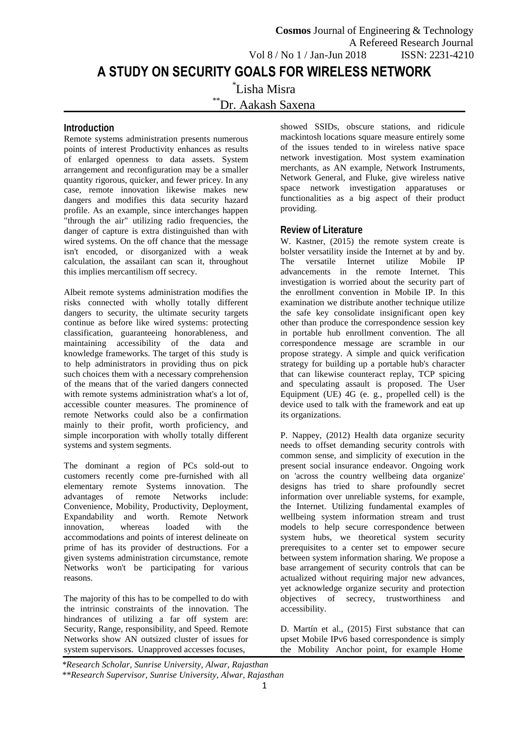# A STUDY ON SECURITY GOALS FOR WIRELESS NETWORK

*Lisha Misra

**Dr. Aakash Saxena

## Introduction

Remote systems administration presents numerous points of interest Productivity enhances as results of enlarged openness to data assets. System arrangement and reconfiguration may be a smaller quantity rigorous, quicker, and fewer pricey. In any case, remote innovation likewise makes new dangers and modifies this data security hazard profile. As an example, since interchanges happen "through the air" utilizing radio frequencies, the danger of capture is extra distinguished than with wired systems. On the off chance that the message isn't encoded, or disorganized with a weak calculation, the assailant can scan it, throughout this implies mercantilism off secrecy.

Albeit remote systems administration modifies the risks connected with wholly totally different dangers to security, the ultimate security targets continue as before like wired systems: protecting classification, guaranteeing honorableness, and maintaining accessibility of the data and knowledge frameworks. The target of this study is to help administrators in providing thus on pick such choices them with a necessary comprehension of the means that of the varied dangers connected with remote systems administration what's a lot of, accessible counter measures. The prominence of remote Networks could also be a confirmation mainly to their profit, worth proficiency, and simple incorporation with wholly totally different systems and system segments.

The dominant a region of PCs sold-out to customers recently come pre-furnished with all elementary remote Systems innovation. The advantages of remote Networks include: Convenience, Mobility, Productivity, Deployment, Expandability and worth. Remote Network innovation, whereas loaded with the accommodations and points of interest delineate on prime of has its provider of destructions. For a given systems administration circumstance, remote Networks won't be participating for various reasons.

The majority of this has to be compelled to do with the intrinsic constraints of the innovation. The hindrances of utilizing a far off system are: Security, Range, responsibility, and Speed. Remote Networks show AN outsized cluster of issues for system supervisors. Unapproved accesses focuses, showed SSIDs, obscure stations, and ridicule mackintosh locations square measure entirely some of the issues tended to in wireless native space network investigation. Most system examination merchants, as AN example, Network Instruments, Network General, and Fluke, give wireless native space network investigation apparatuses or functionalities as a big aspect of their product providing.

## Review of Literature

W. Kastner, (2015) the remote system create is bolster versatility inside the Internet at by and by. The versatile Internet utilize Mobile IP advancements in the remote Internet. This investigation is worried about the security part of the enrollment convention in Mobile IP. In this examination we distribute another technique utilize the safe key consolidate insignificant open key other than produce the correspondence session key in portable hub enrollment convention. The all correspondence message are scramble in our propose strategy. A simple and quick verification strategy for building up a portable hub's character that can likewise counteract replay, TCP spicing and speculating assault is proposed. The User Equipment (UE) 4G (e. g., propelled cell) is the device used to talk with the framework and eat up its organizations.

P. Nappey, (2012) Health data organize security needs to offset demanding security controls with common sense, and simplicity of execution in the present social insurance endeavor. Ongoing work on 'across the country wellbeing data organize' designs has tried to share profoundly secret information over unreliable systems, for example, the Internet. Utilizing fundamental examples of wellbeing system information stream and trust models to help secure correspondence between system hubs, we theoretical system security prerequisites to a center set to empower secure between system information sharing. We propose a base arrangement of security controls that can be actualized without requiring major new advances, yet acknowledge organize security and protection objectives of secrecy, trustworthiness and accessibility.

D. Martín et al., (2015) First substance that can upset Mobile IPv6 based correspondence is simply the Mobility Anchor point, for example Home

*Research Scholar, Sunrise University, Alwar, Rajasthan

**Research Supervisor, Sunrise University, Alwar, Rajasthan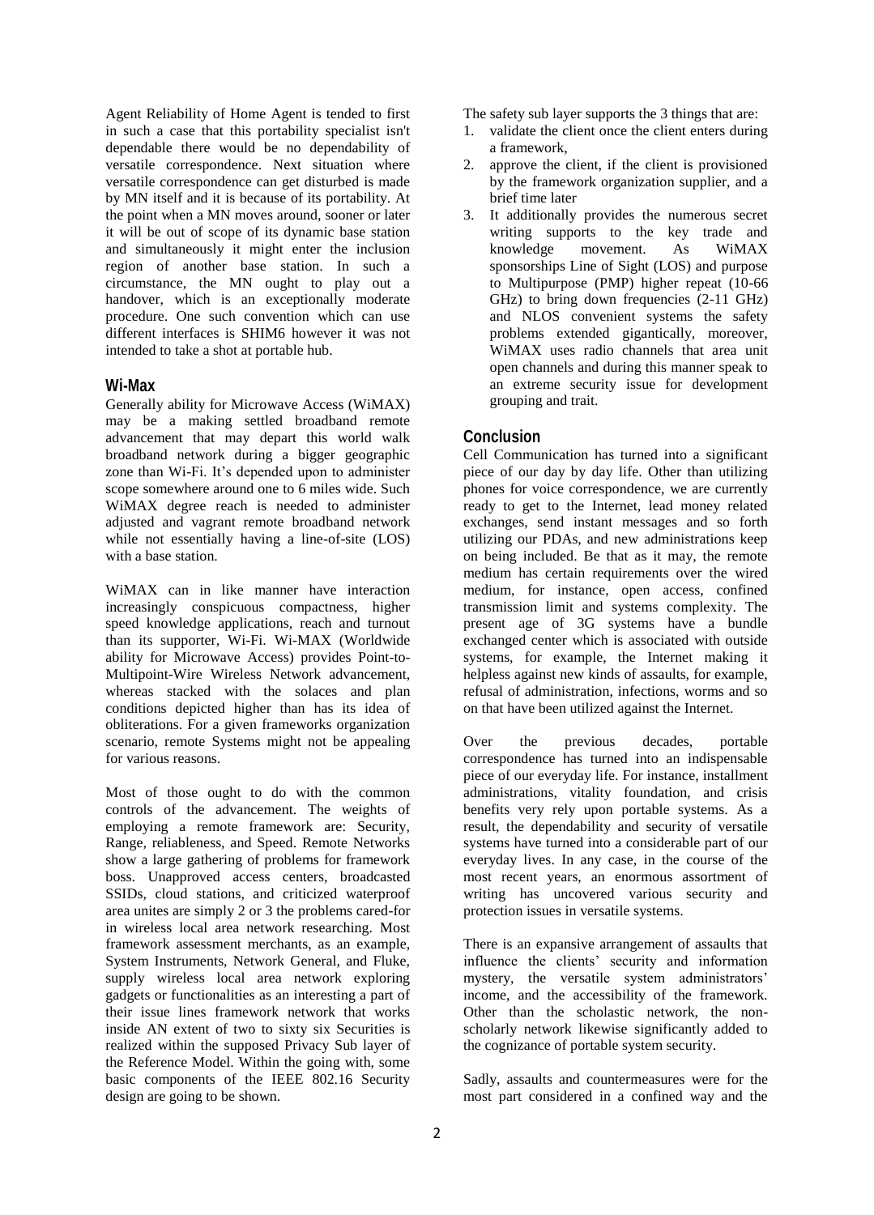Agent Reliability of Home Agent is tended to first in such a case that this portability specialist isn't dependable there would be no dependability of versatile correspondence. Next situation where versatile correspondence can get disturbed is made by MN itself and it is because of its portability. At the point when a MN moves around, sooner or later it will be out of scope of its dynamic base station and simultaneously it might enter the inclusion region of another base station. In such a circumstance, the MN ought to play out a handover, which is an exceptionally moderate procedure. One such convention which can use different interfaces is SHIM6 however it was not intended to take a shot at portable hub.

## Wi-Max

Generally ability for Microwave Access (WiMAX) may be a making settled broadband remote advancement that may depart this world walk broadband network during a bigger geographic zone than Wi-Fi. It's depended upon to administer scope somewhere around one to 6 miles wide. Such WiMAX degree reach is needed to administer adjusted and vagrant remote broadband network while not essentially having a line-of-site (LOS) with a base station.

WiMAX can in like manner have interaction increasingly conspicuous compactness, higher speed knowledge applications, reach and turnout than its supporter, Wi-Fi. Wi-MAX (Worldwide ability for Microwave Access) provides Point-to-Multipoint-Wire Wireless Network advancement, whereas stacked with the solaces and plan conditions depicted higher than has its idea of obliterations. For a given frameworks organization scenario, remote Systems might not be appealing for various reasons.

Most of those ought to do with the common controls of the advancement. The weights of employing a remote framework are: Security, Range, reliableness, and Speed. Remote Networks show a large gathering of problems for framework boss. Unapproved access centers, broadcasted SSIDs, cloud stations, and criticized waterproof area unites are simply 2 or 3 the problems cared-for in wireless local area network researching. Most framework assessment merchants, as an example, System Instruments, Network General, and Fluke, supply wireless local area network exploring gadgets or functionalities as an interesting a part of their issue lines framework network that works inside AN extent of two to sixty six Securities is realized within the supposed Privacy Sub layer of the Reference Model. Within the going with, some basic components of the IEEE 802.16 Security design are going to be shown.

The safety sub layer supports the 3 things that are:

1. validate the client once the client enters during a framework,
2. approve the client, if the client is provisioned by the framework organization supplier, and a brief time later
3. It additionally provides the numerous secret writing supports to the key trade and knowledge movement. As WiMAX sponsorships Line of Sight (LOS) and purpose to Multipurpose (PMP) higher repeat (10-66 GHz) to bring down frequencies (2-11 GHz) and NLOS convenient systems the safety problems extended gigantically, moreover, WiMAX uses radio channels that area unit open channels and during this manner speak to an extreme security issue for development grouping and trait.

## Conclusion

Cell Communication has turned into a significant piece of our day by day life. Other than utilizing phones for voice correspondence, we are currently ready to get to the Internet, lead money related exchanges, send instant messages and so forth utilizing our PDAs, and new administrations keep on being included. Be that as it may, the remote medium has certain requirements over the wired medium, for instance, open access, confined transmission limit and systems complexity. The present age of 3G systems have a bundle exchanged center which is associated with outside systems, for example, the Internet making it helpless against new kinds of assaults, for example, refusal of administration, infections, worms and so on that have been utilized against the Internet.

Over the previous decades, portable correspondence has turned into an indispensable piece of our everyday life. For instance, installment administrations, vitality foundation, and crisis benefits very rely upon portable systems. As a result, the dependability and security of versatile systems have turned into a considerable part of our everyday lives. In any case, in the course of the most recent years, an enormous assortment of writing has uncovered various security and protection issues in versatile systems.

There is an expansive arrangement of assaults that influence the clients' security and information mystery, the versatile system administrators' income, and the accessibility of the framework. Other than the scholastic network, the non-scholarly network likewise significantly added to the cognizance of portable system security.

Sadly, assaults and countermeasures were for the most part considered in a confined way and the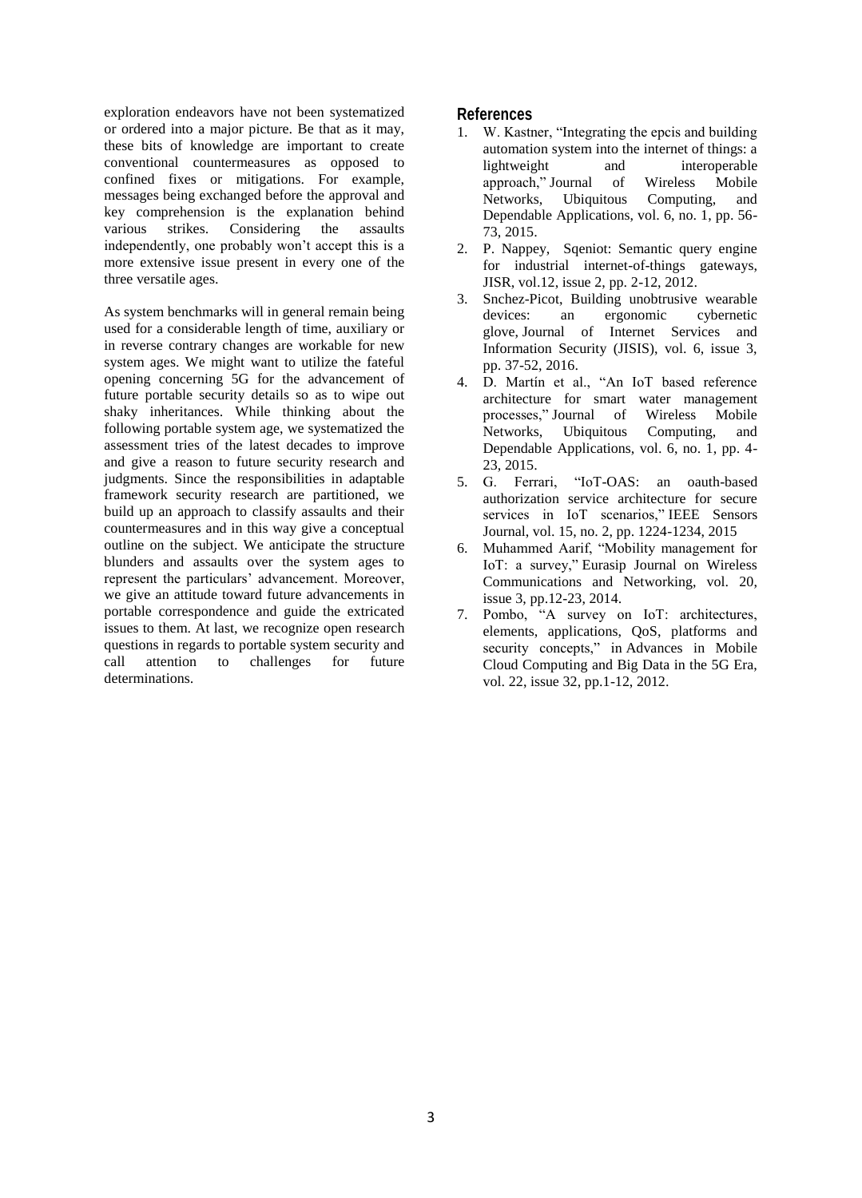exploration endeavors have not been systematized or ordered into a major picture. Be that as it may, these bits of knowledge are important to create conventional countermeasures as opposed to confined fixes or mitigations. For example, messages being exchanged before the approval and key comprehension is the explanation behind various strikes. Considering the assaults independently, one probably won't accept this is a more extensive issue present in every one of the three versatile ages.

As system benchmarks will in general remain being used for a considerable length of time, auxiliary or in reverse contrary changes are workable for new system ages. We might want to utilize the fateful opening concerning 5G for the advancement of future portable security details so as to wipe out shaky inheritances. While thinking about the following portable system age, we systematized the assessment tries of the latest decades to improve and give a reason to future security research and judgments. Since the responsibilities in adaptable framework security research are partitioned, we build up an approach to classify assaults and their countermeasures and in this way give a conceptual outline on the subject. We anticipate the structure blunders and assaults over the system ages to represent the particulars' advancement. Moreover, we give an attitude toward future advancements in portable correspondence and guide the extricated issues to them. At last, we recognize open research questions in regards to portable system security and call attention to challenges for future determinations.

## References

1. W. Kastner, "Integrating the epcis and building automation system into the internet of things: a lightweight and interoperable approach," Journal of Wireless Mobile Networks, Ubiquitous Computing, and Dependable Applications, vol. 6, no. 1, pp. 56-73, 2015.
2. P. Nappey, Sqeniot: Semantic query engine for industrial internet-of-things gateways, JISR, vol.12, issue 2, pp. 2-12, 2012.
3. Snchez-Picot, Building unobtrusive wearable devices: an ergonomic cybernetic glove, Journal of Internet Services and Information Security (JISIS), vol. 6, issue 3, pp. 37-52, 2016.
4. D. Martín et al., "An IoT based reference architecture for smart water management processes," Journal of Wireless Mobile Networks, Ubiquitous Computing, and Dependable Applications, vol. 6, no. 1, pp. 4-23, 2015.
5. G. Ferrari, "IoT-OAS: an oauth-based authorization service architecture for secure services in IoT scenarios," IEEE Sensors Journal, vol. 15, no. 2, pp. 1224-1234, 2015
6. Muhammed Aarif, "Mobility management for IoT: a survey," Eurasip Journal on Wireless Communications and Networking, vol. 20, issue 3, pp.12-23, 2014.
7. Pombo, "A survey on IoT: architectures, elements, applications, QoS, platforms and security concepts," in Advances in Mobile Cloud Computing and Big Data in the 5G Era, vol. 22, issue 32, pp.1-12, 2012.